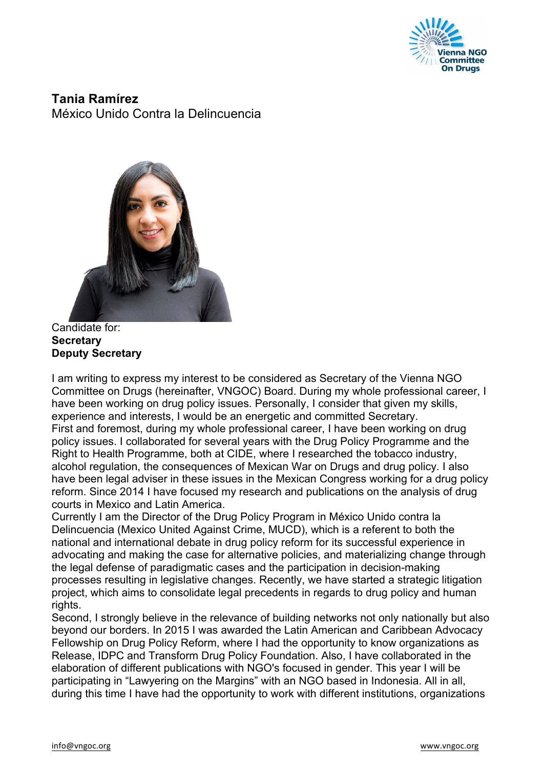**Tania Ramírez**
México Unido Contra la Delincuencia

Candidate for:
**Secretary**
**Deputy Secretary**

I am writing to express my interest to be considered as Secretary of the Vienna NGO Committee on Drugs (hereinafter, VNGOC) Board. During my whole professional career, I have been working on drug policy issues. Personally, I consider that given my skills, experience and interests, I would be an energetic and committed Secretary.
First and foremost, during my whole professional career, I have been working on drug policy issues. I collaborated for several years with the Drug Policy Programme and the Right to Health Programme, both at CIDE, where I researched the tobacco industry, alcohol regulation, the consequences of Mexican War on Drugs and drug policy. I also have been legal adviser in these issues in the Mexican Congress working for a drug policy reform. Since 2014 I have focused my research and publications on the analysis of drug courts in Mexico and Latin America.
Currently I am the Director of the Drug Policy Program in México Unido contra la Delincuencia (Mexico United Against Crime, MUCD), which is a referent to both the national and international debate in drug policy reform for its successful experience in advocating and making the case for alternative policies, and materializing change through the legal defense of paradigmatic cases and the participation in decision-making processes resulting in legislative changes. Recently, we have started a strategic litigation project, which aims to consolidate legal precedents in regards to drug policy and human rights.
Second, I strongly believe in the relevance of building networks not only nationally but also beyond our borders. In 2015 I was awarded the Latin American and Caribbean Advocacy Fellowship on Drug Policy Reform, where I had the opportunity to know organizations as Release, IDPC and Transform Drug Policy Foundation. Also, I have collaborated in the elaboration of different publications with NGO's focused in gender. This year I will be participating in "Lawyering on the Margins" with an NGO based in Indonesia. All in all, during this time I have had the opportunity to work with different institutions, organizations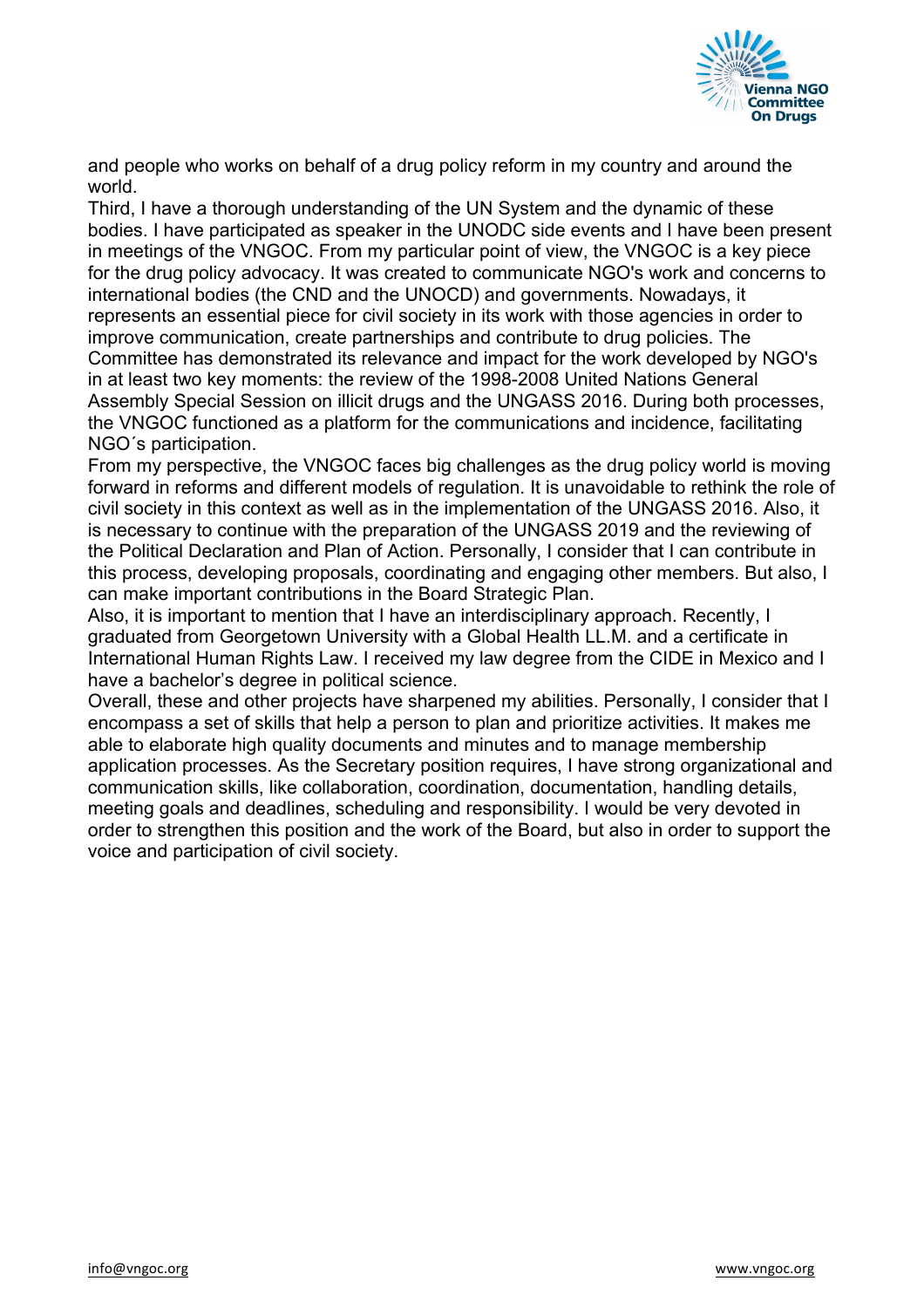and people who works on behalf of a drug policy reform in my country and around the world.

Third, I have a thorough understanding of the UN System and the dynamic of these bodies. I have participated as speaker in the UNODC side events and I have been present in meetings of the VNGOC. From my particular point of view, the VNGOC is a key piece for the drug policy advocacy. It was created to communicate NGO's work and concerns to international bodies (the CND and the UNOCD) and governments. Nowadays, it represents an essential piece for civil society in its work with those agencies in order to improve communication, create partnerships and contribute to drug policies. The Committee has demonstrated its relevance and impact for the work developed by NGO's in at least two key moments: the review of the 1998-2008 United Nations General Assembly Special Session on illicit drugs and the UNGASS 2016. During both processes, the VNGOC functioned as a platform for the communications and incidence, facilitating NGO´s participation.

From my perspective, the VNGOC faces big challenges as the drug policy world is moving forward in reforms and different models of regulation. It is unavoidable to rethink the role of civil society in this context as well as in the implementation of the UNGASS 2016. Also, it is necessary to continue with the preparation of the UNGASS 2019 and the reviewing of the Political Declaration and Plan of Action. Personally, I consider that I can contribute in this process, developing proposals, coordinating and engaging other members. But also, I can make important contributions in the Board Strategic Plan.

Also, it is important to mention that I have an interdisciplinary approach. Recently, I graduated from Georgetown University with a Global Health LL.M. and a certificate in International Human Rights Law. I received my law degree from the CIDE in Mexico and I have a bachelor's degree in political science.

Overall, these and other projects have sharpened my abilities. Personally, I consider that I encompass a set of skills that help a person to plan and prioritize activities. It makes me able to elaborate high quality documents and minutes and to manage membership application processes. As the Secretary position requires, I have strong organizational and communication skills, like collaboration, coordination, documentation, handling details, meeting goals and deadlines, scheduling and responsibility. I would be very devoted in order to strengthen this position and the work of the Board, but also in order to support the voice and participation of civil society.